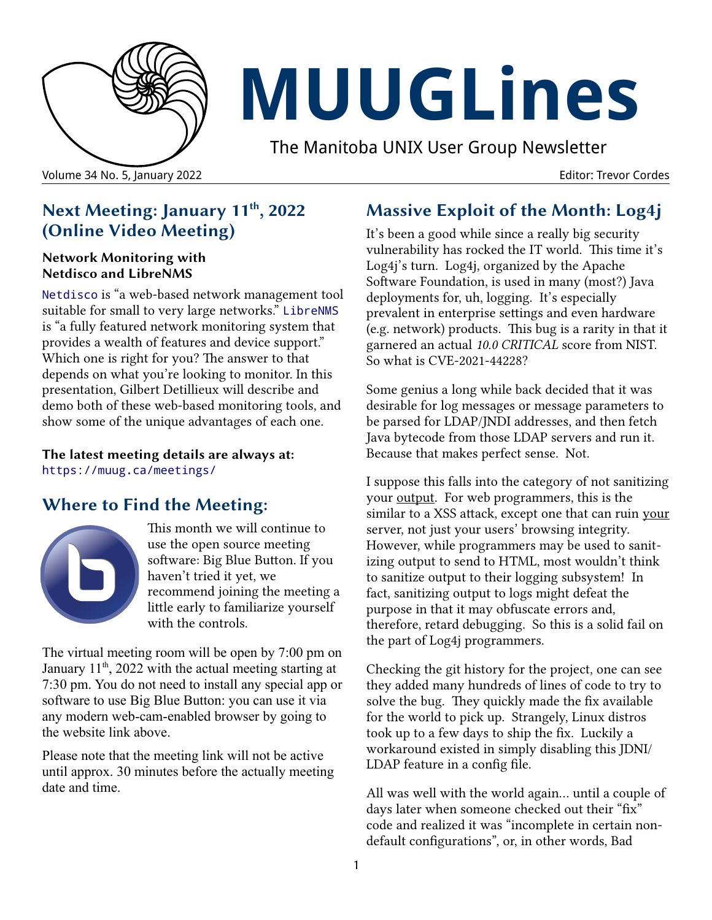# MUUGLines

The Manitoba UNIX User Group Newsletter

Volume 34 No. 5, January 2022

Editor: Trevor Cordes

## Next Meeting: January 11th, 2022 (Online Video Meeting)

### Network Monitoring with Netdisco and LibreNMS

Netdisco is "a web-based network management tool suitable for small to very large networks." LibreNMS is "a fully featured network monitoring system that provides a wealth of features and device support." Which one is right for you? The answer to that depends on what you're looking to monitor. In this presentation, Gilbert Detillieux will describe and demo both of these web-based monitoring tools, and show some of the unique advantages of each one.

**The latest meeting details are always at:**
https://muug.ca/meetings/

## Where to Find the Meeting:

This month we will continue to use the open source meeting software: Big Blue Button. If you haven't tried it yet, we recommend joining the meeting a little early to familiarize yourself with the controls.

The virtual meeting room will be open by 7:00 pm on January 11th, 2022 with the actual meeting starting at 7:30 pm. You do not need to install any special app or software to use Big Blue Button: you can use it via any modern web-cam-enabled browser by going to the website link above.

Please note that the meeting link will not be active until approx. 30 minutes before the actually meeting date and time.

## Massive Exploit of the Month: Log4j

It's been a good while since a really big security vulnerability has rocked the IT world. This time it's Log4j's turn. Log4j, organized by the Apache Software Foundation, is used in many (most?) Java deployments for, uh, logging. It's especially prevalent in enterprise settings and even hardware (e.g. network) products. This bug is a rarity in that it garnered an actual *10.0 CRITICAL* score from NIST. So what is CVE-2021-44228?

Some genius a long while back decided that it was desirable for log messages or message parameters to be parsed for LDAP/JNDI addresses, and then fetch Java bytecode from those LDAP servers and run it. Because that makes perfect sense. Not.

I suppose this falls into the category of not sanitizing your <u>output</u>. For web programmers, this is the similar to a XSS attack, except one that can ruin <u>your</u> server, not just your users' browsing integrity. However, while programmers may be used to sanitizing output to send to HTML, most wouldn't think to sanitize output to their logging subsystem! In fact, sanitizing output to logs might defeat the purpose in that it may obfuscate errors and, therefore, retard debugging. So this is a solid fail on the part of Log4j programmers.

Checking the git history for the project, one can see they added many hundreds of lines of code to try to solve the bug. They quickly made the fix available for the world to pick up. Strangely, Linux distros took up to a few days to ship the fix. Luckily a workaround existed in simply disabling this JDNI/LDAP feature in a config file.

All was well with the world again... until a couple of days later when someone checked out their "fix" code and realized it was "incomplete in certain non-default configurations", or, in other words, Bad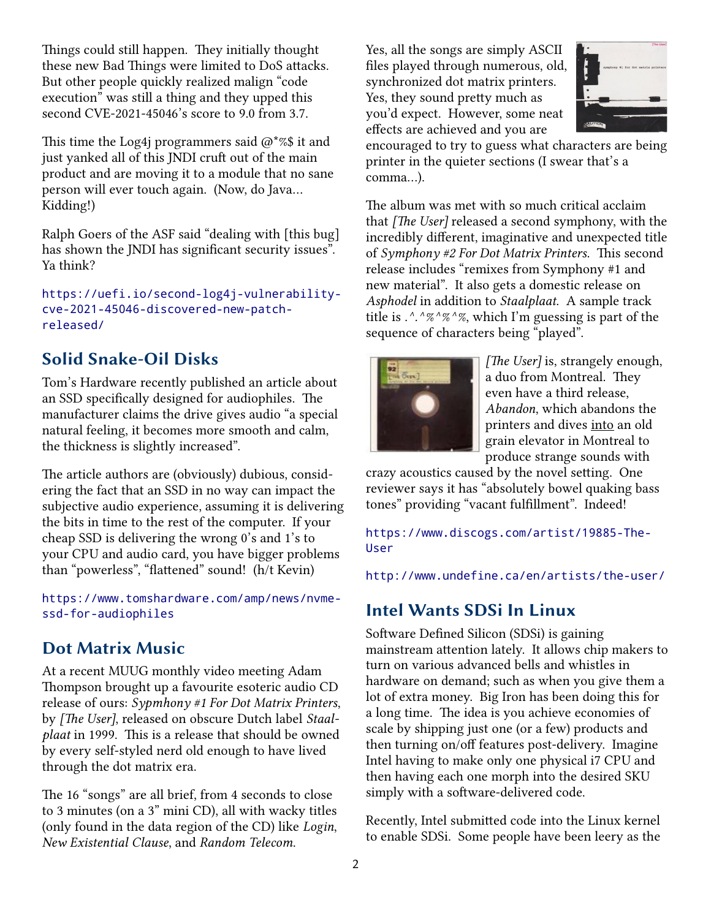Things could still happen. They initially thought these new Bad Things were limited to DoS attacks. But other people quickly realized malign "code execution" was still a thing and they upped this second CVE-2021-45046's score to 9.0 from 3.7.

This time the Log4j programmers said @*%$ it and just yanked all of this JNDI cruft out of the main product and are moving it to a module that no sane person will ever touch again. (Now, do Java... Kidding!)

Ralph Goers of the ASF said "dealing with [this bug] has shown the JNDI has significant security issues". Ya think?

https://uefi.io/second-log4j-vulnerability-cve-2021-45046-discovered-new-patch-released/

## Solid Snake-Oil Disks

Tom's Hardware recently published an article about an SSD specifically designed for audiophiles. The manufacturer claims the drive gives audio "a special natural feeling, it becomes more smooth and calm, the thickness is slightly increased".

The article authors are (obviously) dubious, considering the fact that an SSD in no way can impact the subjective audio experience, assuming it is delivering the bits in time to the rest of the computer. If your cheap SSD is delivering the wrong 0's and 1's to your CPU and audio card, you have bigger problems than "powerless", "flattened" sound! (h/t Kevin)

https://www.tomshardware.com/amp/news/nvme-ssd-for-audiophiles

## Dot Matrix Music

At a recent MUUG monthly video meeting Adam Thompson brought up a favourite esoteric audio CD release of ours: *Sypmhony #1 For Dot Matrix Printers*, by *[The User]*, released on obscure Dutch label *Staalplaat* in 1999. This is a release that should be owned by every self-styled nerd old enough to have lived through the dot matrix era.

The 16 "songs" are all brief, from 4 seconds to close to 3 minutes (on a 3" mini CD), all with wacky titles (only found in the data region of the CD) like *Login*, *New Existential Clause*, and *Random Telecom*.

Yes, all the songs are simply ASCII files played through numerous, old, synchronized dot matrix printers. Yes, they sound pretty much as you'd expect. However, some neat effects are achieved and you are encouraged to try to guess what characters are being printer in the quieter sections (I swear that's a comma...).

The album was met with so much critical acclaim that *[The User]* released a second symphony, with the incredibly different, imaginative and unexpected title of *Symphony #2 For Dot Matrix Printers*. This second release includes "remixes from Symphony #1 and new material". It also gets a domestic release on *Asphodel* in addition to *Staalplaat*. A sample track title is .^.^%^%^%, which I'm guessing is part of the sequence of characters being "played".

*[The User]* is, strangely enough, a duo from Montreal. They even have a third release, *Abandon*, which abandons the printers and dives <u>into</u> an old grain elevator in Montreal to produce strange sounds with crazy acoustics caused by the novel setting. One reviewer says it has "absolutely bowel quaking bass tones" providing "vacant fulfillment". Indeed!

https://www.discogs.com/artist/19885-The-User

http://www.undefine.ca/en/artists/the-user/

## Intel Wants SDSi In Linux

Software Defined Silicon (SDSi) is gaining mainstream attention lately. It allows chip makers to turn on various advanced bells and whistles in hardware on demand; such as when you give them a lot of extra money. Big Iron has been doing this for a long time. The idea is you achieve economies of scale by shipping just one (or a few) products and then turning on/off features post-delivery. Imagine Intel having to make only one physical i7 CPU and then having each one morph into the desired SKU simply with a software-delivered code.

Recently, Intel submitted code into the Linux kernel to enable SDSi. Some people have been leery as the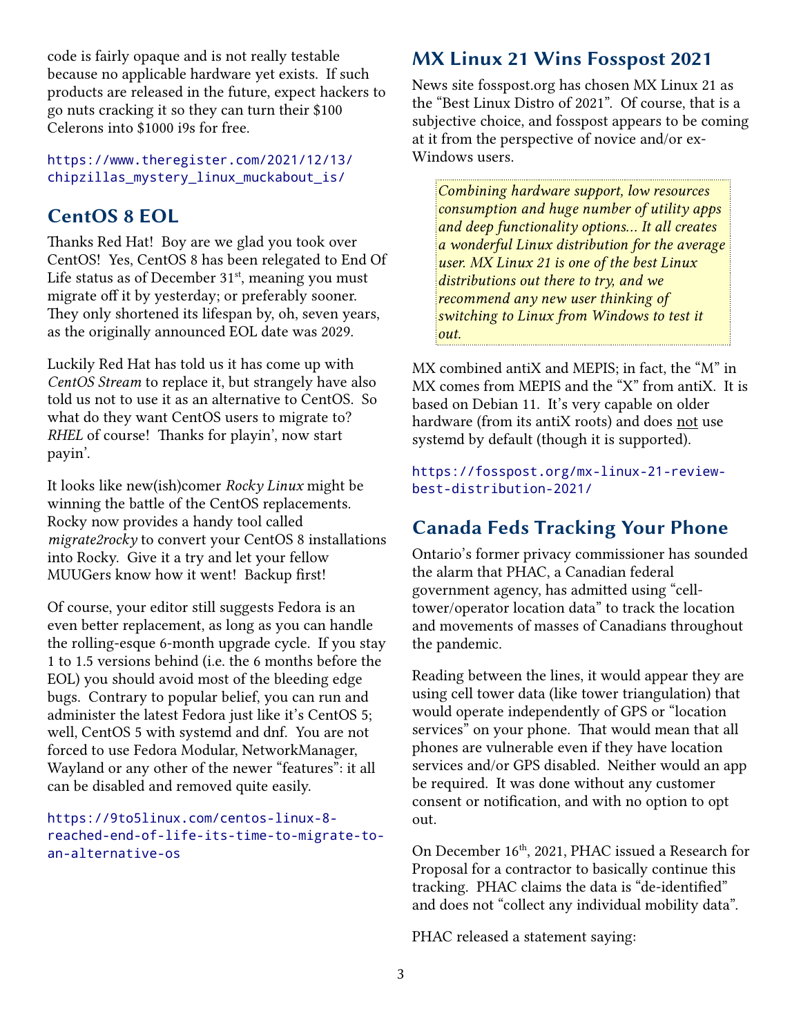code is fairly opaque and is not really testable because no applicable hardware yet exists. If such products are released in the future, expect hackers to go nuts cracking it so they can turn their $100 Celerons into $1000 i9s for free.

https://www.theregister.com/2021/12/13/chipzillas_mystery_linux_muckabout_is/

## CentOS 8 EOL

Thanks Red Hat! Boy are we glad you took over CentOS! Yes, CentOS 8 has been relegated to End Of Life status as of December 31st, meaning you must migrate off it by yesterday; or preferably sooner. They only shortened its lifespan by, oh, seven years, as the originally announced EOL date was 2029.

Luckily Red Hat has told us it has come up with *CentOS Stream* to replace it, but strangely have also told us not to use it as an alternative to CentOS. So what do they want CentOS users to migrate to? *RHEL* of course! Thanks for playin', now start payin'.

It looks like new(ish)comer *Rocky Linux* might be winning the battle of the CentOS replacements. Rocky now provides a handy tool called *migrate2rocky* to convert your CentOS 8 installations into Rocky. Give it a try and let your fellow MUUGers know how it went! Backup first!

Of course, your editor still suggests Fedora is an even better replacement, as long as you can handle the rolling-esque 6-month upgrade cycle. If you stay 1 to 1.5 versions behind (i.e. the 6 months before the EOL) you should avoid most of the bleeding edge bugs. Contrary to popular belief, you can run and administer the latest Fedora just like it's CentOS 5; well, CentOS 5 with systemd and dnf. You are not forced to use Fedora Modular, NetworkManager, Wayland or any other of the newer "features": it all can be disabled and removed quite easily.

https://9to5linux.com/centos-linux-8-reached-end-of-life-its-time-to-migrate-to-an-alternative-os

## MX Linux 21 Wins Fosspost 2021

News site fosspost.org has chosen MX Linux 21 as the "Best Linux Distro of 2021". Of course, that is a subjective choice, and fosspost appears to be coming at it from the perspective of novice and/or ex-Windows users.

> *Combining hardware support, low resources consumption and huge number of utility apps and deep functionality options… It all creates a wonderful Linux distribution for the average user. MX Linux 21 is one of the best Linux distributions out there to try, and we recommend any new user thinking of switching to Linux from Windows to test it out.*

MX combined antiX and MEPIS; in fact, the "M" in MX comes from MEPIS and the "X" from antiX. It is based on Debian 11. It's very capable on older hardware (from its antiX roots) and does <u>not</u> use systemd by default (though it is supported).

https://fosspost.org/mx-linux-21-review-best-distribution-2021/

## Canada Feds Tracking Your Phone

Ontario's former privacy commissioner has sounded the alarm that PHAC, a Canadian federal government agency, has admitted using "cell-tower/operator location data" to track the location and movements of masses of Canadians throughout the pandemic.

Reading between the lines, it would appear they are using cell tower data (like tower triangulation) that would operate independently of GPS or "location services" on your phone. That would mean that all phones are vulnerable even if they have location services and/or GPS disabled. Neither would an app be required. It was done without any customer consent or notification, and with no option to opt out.

On December 16th, 2021, PHAC issued a Research for Proposal for a contractor to basically continue this tracking. PHAC claims the data is "de-identified" and does not "collect any individual mobility data".

PHAC released a statement saying: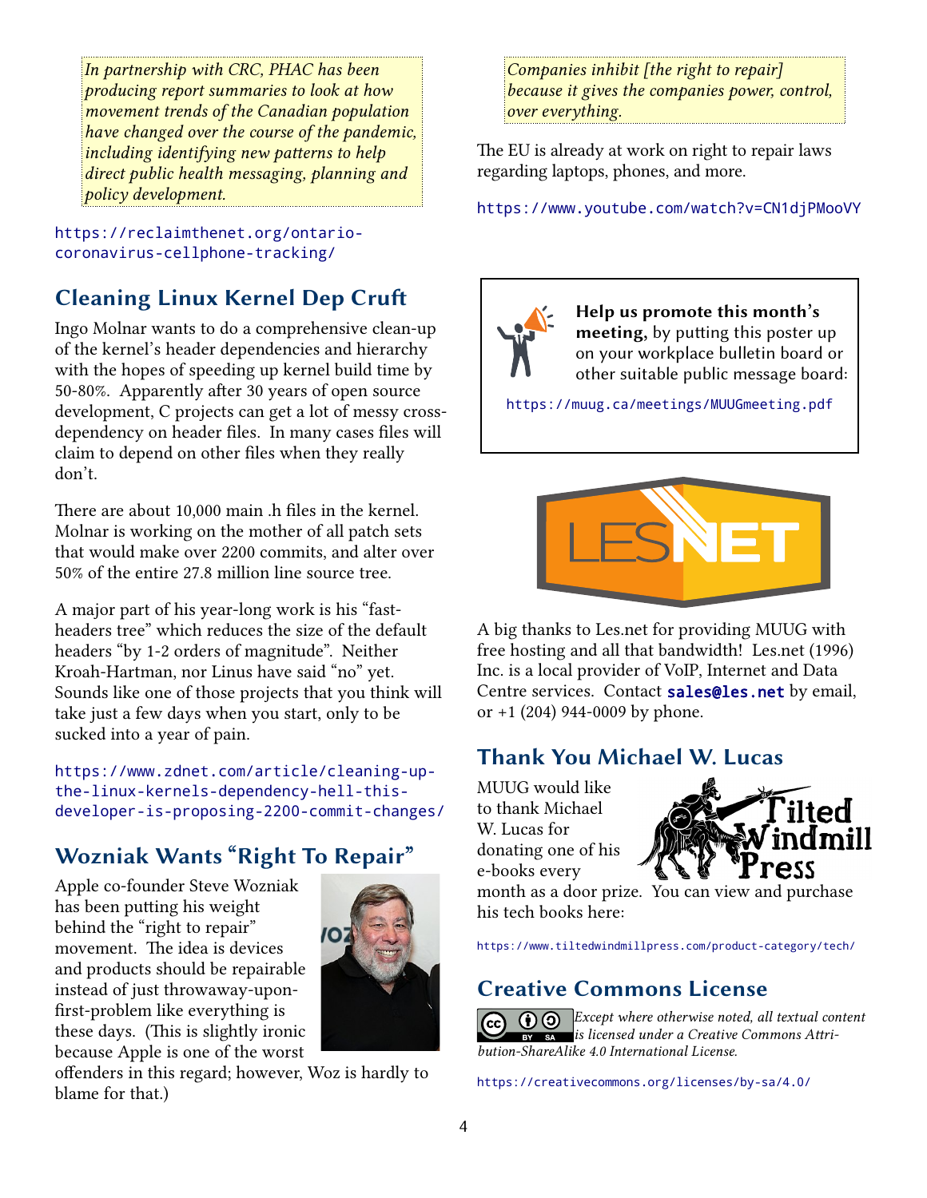*In partnership with CRC, PHAC has been producing report summaries to look at how movement trends of the Canadian population have changed over the course of the pandemic, including identifying new patterns to help direct public health messaging, planning and policy development.*

https://reclaimthenet.org/ontario-coronavirus-cellphone-tracking/

## Cleaning Linux Kernel Dep Cruft

Ingo Molnar wants to do a comprehensive clean-up of the kernel's header dependencies and hierarchy with the hopes of speeding up kernel build time by 50-80%. Apparently after 30 years of open source development, C projects can get a lot of messy cross-dependency on header files. In many cases files will claim to depend on other files when they really don't.

There are about 10,000 main .h files in the kernel. Molnar is working on the mother of all patch sets that would make over 2200 commits, and alter over 50% of the entire 27.8 million line source tree.

A major part of his year-long work is his "fast-headers tree" which reduces the size of the default headers "by 1-2 orders of magnitude". Neither Kroah-Hartman, nor Linus have said "no" yet. Sounds like one of those projects that you think will take just a few days when you start, only to be sucked into a year of pain.

https://www.zdnet.com/article/cleaning-up-the-linux-kernels-dependency-hell-this-developer-is-proposing-2200-commit-changes/

## Wozniak Wants "Right To Repair"

Apple co-founder Steve Wozniak has been putting his weight behind the "right to repair" movement. The idea is devices and products should be repairable instead of just throwaway-upon-first-problem like everything is these days. (This is slightly ironic because Apple is one of the worst offenders in this regard; however, Woz is hardly to blame for that.)

*Companies inhibit [the right to repair] because it gives the companies power, control, over everything.*

The EU is already at work on right to repair laws regarding laptops, phones, and more.

https://www.youtube.com/watch?v=CN1djPMooVY

**Help us promote this month's meeting,** by putting this poster up on your workplace bulletin board or other suitable public message board:

https://muug.ca/meetings/MUUGmeeting.pdf

A big thanks to Les.net for providing MUUG with free hosting and all that bandwidth! Les.net (1996) Inc. is a local provider of VoIP, Internet and Data Centre services. Contact **sales@les.net** by email, or +1 (204) 944-0009 by phone.

## Thank You Michael W. Lucas

MUUG would like to thank Michael W. Lucas for donating one of his e-books every month as a door prize. You can view and purchase his tech books here:

https://www.tiltedwindmillpress.com/product-category/tech/

## Creative Commons License

*Except where otherwise noted, all textual content is licensed under a Creative Commons Attribution-ShareAlike 4.0 International License.*

https://creativecommons.org/licenses/by-sa/4.0/